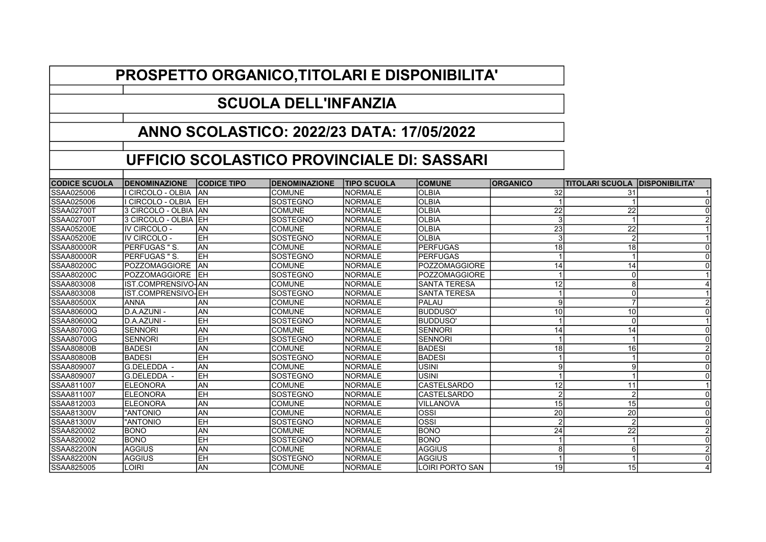# PROSPETTO ORGANICO,TITOLARI E DISPONIBILITA'

## SCUOLA DELL'INFANZIA

## ANNO SCOLASTICO: 2022/23 DATA: 17/05/2022

## UFFICIO SCOLASTICO PROVINCIALE DI: SASSARI

| CODICE SCUOLA | DENOMINAZIONE | CODICE TIPO | DENOMINAZIONE | TIPO SCUOLA | COMUNE | ORGANICO | TITOLARI SCUOLA | DISPONIBILITA' |
|---|---|---|---|---|---|---|---|---|
| SSAA025006 | I CIRCOLO - OLBIA | AN | COMUNE | NORMALE | OLBIA | 32 | 31 | 1 |
| SSAA025006 | I CIRCOLO - OLBIA | EH | SOSTEGNO | NORMALE | OLBIA | 1 | 1 | 0 |
| SSAA02700T | 3 CIRCOLO - OLBIA | AN | COMUNE | NORMALE | OLBIA | 22 | 22 | 0 |
| SSAA02700T | 3 CIRCOLO - OLBIA | EH | SOSTEGNO | NORMALE | OLBIA | 3 | 1 | 2 |
| SSAA05200E | IV CIRCOLO - | AN | COMUNE | NORMALE | OLBIA | 23 | 22 | 1 |
| SSAA05200E | IV CIRCOLO - | EH | SOSTEGNO | NORMALE | OLBIA | 3 | 2 | 1 |
| SSAA80000R | PERFUGAS " S. | AN | COMUNE | NORMALE | PERFUGAS | 18 | 18 | 0 |
| SSAA80000R | PERFUGAS " S. | EH | SOSTEGNO | NORMALE | PERFUGAS | 1 | 1 | 0 |
| SSAA80200C | POZZOMAGGIORE | AN | COMUNE | NORMALE | POZZOMAGGIORE | 14 | 14 | 0 |
| SSAA80200C | POZZOMAGGIORE | EH | SOSTEGNO | NORMALE | POZZOMAGGIORE | 1 | 0 | 1 |
| SSAA803008 | IST.COMPRENSIVO- | AN | COMUNE | NORMALE | SANTA TERESA | 12 | 8 | 4 |
| SSAA803008 | IST.COMPRENSIVO- | EH | SOSTEGNO | NORMALE | SANTA TERESA | 1 | 0 | 1 |
| SSAA80500X | ANNA | AN | COMUNE | NORMALE | PALAU | 9 | 7 | 2 |
| SSAA80600Q | D.A.AZUNI - | AN | COMUNE | NORMALE | BUDDUSO' | 10 | 10 | 0 |
| SSAA80600Q | D.A.AZUNI - | EH | SOSTEGNO | NORMALE | BUDDUSO' | 1 | 0 | 1 |
| SSAA80700G | SENNORI | AN | COMUNE | NORMALE | SENNORI | 14 | 14 | 0 |
| SSAA80700G | SENNORI | EH | SOSTEGNO | NORMALE | SENNORI | 1 | 1 | 0 |
| SSAA80800B | BADESI | AN | COMUNE | NORMALE | BADESI | 18 | 16 | 2 |
| SSAA80800B | BADESI | EH | SOSTEGNO | NORMALE | BADESI | 1 | 1 | 0 |
| SSAA809007 | G.DELEDDA - | AN | COMUNE | NORMALE | USINI | 9 | 9 | 0 |
| SSAA809007 | G.DELEDDA - | EH | SOSTEGNO | NORMALE | USINI | 1 | 1 | 0 |
| SSAA811007 | ELEONORA | AN | COMUNE | NORMALE | CASTELSARDO | 12 | 11 | 1 |
| SSAA811007 | ELEONORA | EH | SOSTEGNO | NORMALE | CASTELSARDO | 2 | 2 | 0 |
| SSAA812003 | ELEONORA | AN | COMUNE | NORMALE | VILLANOVA | 15 | 15 | 0 |
| SSAA81300V | "ANTONIO | AN | COMUNE | NORMALE | OSSI | 20 | 20 | 0 |
| SSAA81300V | "ANTONIO | EH | SOSTEGNO | NORMALE | OSSI | 2 | 2 | 0 |
| SSAA820002 | BONO | AN | COMUNE | NORMALE | BONO | 24 | 22 | 2 |
| SSAA820002 | BONO | EH | SOSTEGNO | NORMALE | BONO | 1 | 1 | 0 |
| SSAA82200N | AGGIUS | AN | COMUNE | NORMALE | AGGIUS | 8 | 6 | 2 |
| SSAA82200N | AGGIUS | EH | SOSTEGNO | NORMALE | AGGIUS | 1 | 1 | 0 |
| SSAA825005 | LOIRI | AN | COMUNE | NORMALE | LOIRI PORTO SAN | 19 | 15 | 4 |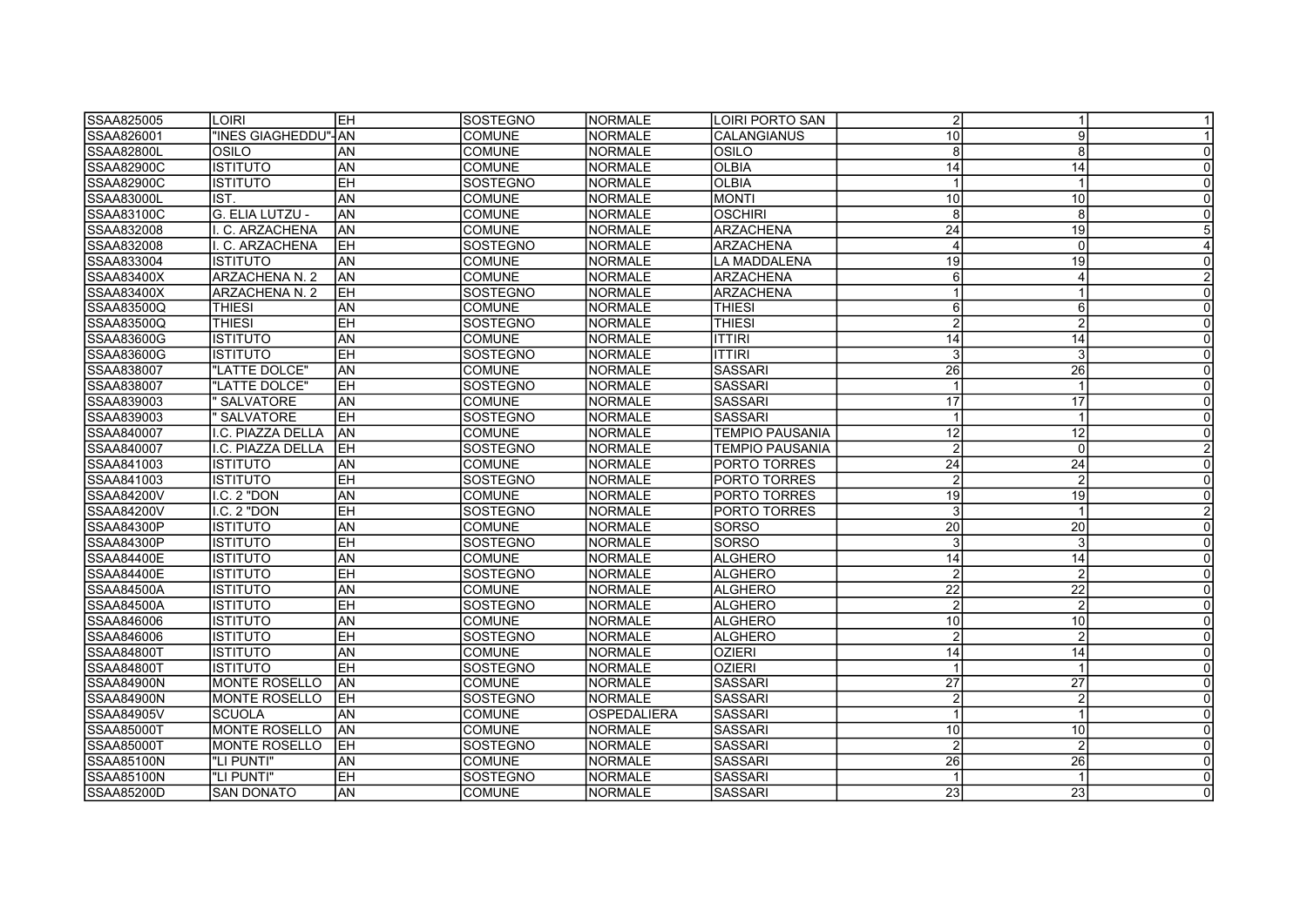| | | | | | | | | |
|---|---|---|---|---|---|---|---|---|
| SSAA825005 | LOIRI | EH | SOSTEGNO | NORMALE | LOIRI PORTO SAN | 2 | 1 | 1 |
| SSAA826001 | "INES GIAGHEDDU"- | AN | COMUNE | NORMALE | CALANGIANUS | 10 | 9 | 1 |
| SSAA82800L | OSILO | AN | COMUNE | NORMALE | OSILO | 8 | 8 | 0 |
| SSAA82900C | ISTITUTO | AN | COMUNE | NORMALE | OLBIA | 14 | 14 | 0 |
| SSAA82900C | ISTITUTO | EH | SOSTEGNO | NORMALE | OLBIA | 1 | 1 | 0 |
| SSAA83000L | IST. | AN | COMUNE | NORMALE | MONTI | 10 | 10 | 0 |
| SSAA83100C | G. ELIA LUTZU - | AN | COMUNE | NORMALE | OSCHIRI | 8 | 8 | 0 |
| SSAA832008 | I. C. ARZACHENA | AN | COMUNE | NORMALE | ARZACHENA | 24 | 19 | 5 |
| SSAA832008 | I. C. ARZACHENA | EH | SOSTEGNO | NORMALE | ARZACHENA | 4 | 0 | 4 |
| SSAA833004 | ISTITUTO | AN | COMUNE | NORMALE | LA MADDALENA | 19 | 19 | 0 |
| SSAA83400X | ARZACHENA N. 2 | AN | COMUNE | NORMALE | ARZACHENA | 6 | 4 | 2 |
| SSAA83400X | ARZACHENA N. 2 | EH | SOSTEGNO | NORMALE | ARZACHENA | 1 | 1 | 0 |
| SSAA83500Q | THIESI | AN | COMUNE | NORMALE | THIESI | 6 | 6 | 0 |
| SSAA83500Q | THIESI | EH | SOSTEGNO | NORMALE | THIESI | 2 | 2 | 0 |
| SSAA83600G | ISTITUTO | AN | COMUNE | NORMALE | ITTIRI | 14 | 14 | 0 |
| SSAA83600G | ISTITUTO | EH | SOSTEGNO | NORMALE | ITTIRI | 3 | 3 | 0 |
| SSAA838007 | "LATTE DOLCE" | AN | COMUNE | NORMALE | SASSARI | 26 | 26 | 0 |
| SSAA838007 | "LATTE DOLCE" | EH | SOSTEGNO | NORMALE | SASSARI | 1 | 1 | 0 |
| SSAA839003 | " SALVATORE | AN | COMUNE | NORMALE | SASSARI | 17 | 17 | 0 |
| SSAA839003 | " SALVATORE | EH | SOSTEGNO | NORMALE | SASSARI | 1 | 1 | 0 |
| SSAA840007 | I.C. PIAZZA DELLA | AN | COMUNE | NORMALE | TEMPIO PAUSANIA | 12 | 12 | 0 |
| SSAA840007 | I.C. PIAZZA DELLA | EH | SOSTEGNO | NORMALE | TEMPIO PAUSANIA | 2 | 0 | 2 |
| SSAA841003 | ISTITUTO | AN | COMUNE | NORMALE | PORTO TORRES | 24 | 24 | 0 |
| SSAA841003 | ISTITUTO | EH | SOSTEGNO | NORMALE | PORTO TORRES | 2 | 2 | 0 |
| SSAA84200V | I.C. 2 "DON | AN | COMUNE | NORMALE | PORTO TORRES | 19 | 19 | 0 |
| SSAA84200V | I.C. 2 "DON | EH | SOSTEGNO | NORMALE | PORTO TORRES | 3 | 1 | 2 |
| SSAA84300P | ISTITUTO | AN | COMUNE | NORMALE | SORSO | 20 | 20 | 0 |
| SSAA84300P | ISTITUTO | EH | SOSTEGNO | NORMALE | SORSO | 3 | 3 | 0 |
| SSAA84400E | ISTITUTO | AN | COMUNE | NORMALE | ALGHERO | 14 | 14 | 0 |
| SSAA84400E | ISTITUTO | EH | SOSTEGNO | NORMALE | ALGHERO | 2 | 2 | 0 |
| SSAA84500A | ISTITUTO | AN | COMUNE | NORMALE | ALGHERO | 22 | 22 | 0 |
| SSAA84500A | ISTITUTO | EH | SOSTEGNO | NORMALE | ALGHERO | 2 | 2 | 0 |
| SSAA846006 | ISTITUTO | AN | COMUNE | NORMALE | ALGHERO | 10 | 10 | 0 |
| SSAA846006 | ISTITUTO | EH | SOSTEGNO | NORMALE | ALGHERO | 2 | 2 | 0 |
| SSAA84800T | ISTITUTO | AN | COMUNE | NORMALE | OZIERI | 14 | 14 | 0 |
| SSAA84800T | ISTITUTO | EH | SOSTEGNO | NORMALE | OZIERI | 1 | 1 | 0 |
| SSAA84900N | MONTE ROSELLO | AN | COMUNE | NORMALE | SASSARI | 27 | 27 | 0 |
| SSAA84900N | MONTE ROSELLO | EH | SOSTEGNO | NORMALE | SASSARI | 2 | 2 | 0 |
| SSAA84905V | SCUOLA | AN | COMUNE | OSPEDALIERA | SASSARI | 1 | 1 | 0 |
| SSAA85000T | MONTE ROSELLO | AN | COMUNE | NORMALE | SASSARI | 10 | 10 | 0 |
| SSAA85000T | MONTE ROSELLO | EH | SOSTEGNO | NORMALE | SASSARI | 2 | 2 | 0 |
| SSAA85100N | "LI PUNTI" | AN | COMUNE | NORMALE | SASSARI | 26 | 26 | 0 |
| SSAA85100N | "LI PUNTI" | EH | SOSTEGNO | NORMALE | SASSARI | 1 | 1 | 0 |
| SSAA85200D | SAN DONATO | AN | COMUNE | NORMALE | SASSARI | 23 | 23 | 0 |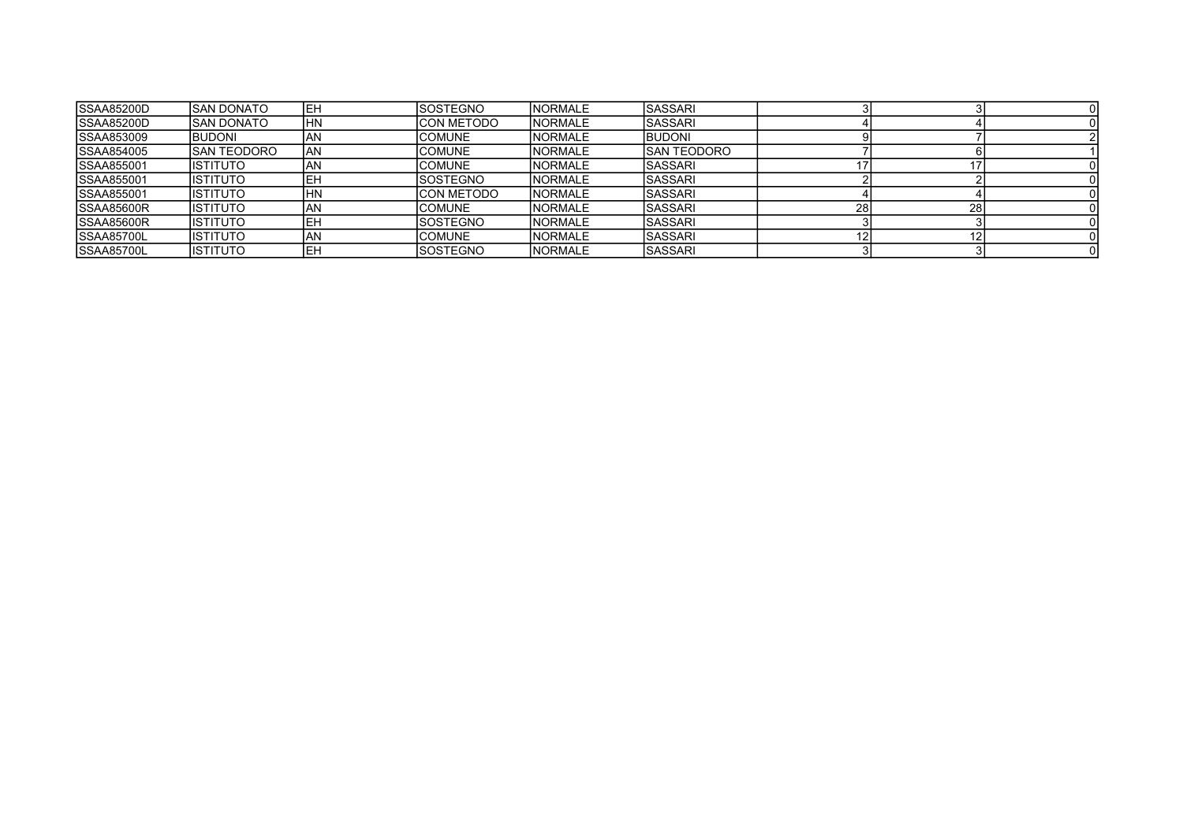| | | | | | | | | |
|---|---|---|---|---|---|---|---|---|
| SSAA85200D | SAN DONATO | EH | SOSTEGNO | NORMALE | SASSARI | 3 | 3 | 0 |
| SSAA85200D | SAN DONATO | HN | CON METODO | NORMALE | SASSARI | 4 | 4 | 0 |
| SSAA853009 | BUDONI | AN | COMUNE | NORMALE | BUDONI | 9 | 7 | 2 |
| SSAA854005 | SAN TEODORO | AN | COMUNE | NORMALE | SAN TEODORO | 7 | 6 | 1 |
| SSAA855001 | ISTITUTO | AN | COMUNE | NORMALE | SASSARI | 17 | 17 | 0 |
| SSAA855001 | ISTITUTO | EH | SOSTEGNO | NORMALE | SASSARI | 2 | 2 | 0 |
| SSAA855001 | ISTITUTO | HN | CON METODO | NORMALE | SASSARI | 4 | 4 | 0 |
| SSAA85600R | ISTITUTO | AN | COMUNE | NORMALE | SASSARI | 28 | 28 | 0 |
| SSAA85600R | ISTITUTO | EH | SOSTEGNO | NORMALE | SASSARI | 3 | 3 | 0 |
| SSAA85700L | ISTITUTO | AN | COMUNE | NORMALE | SASSARI | 12 | 12 | 0 |
| SSAA85700L | ISTITUTO | EH | SOSTEGNO | NORMALE | SASSARI | 3 | 3 | 0 |